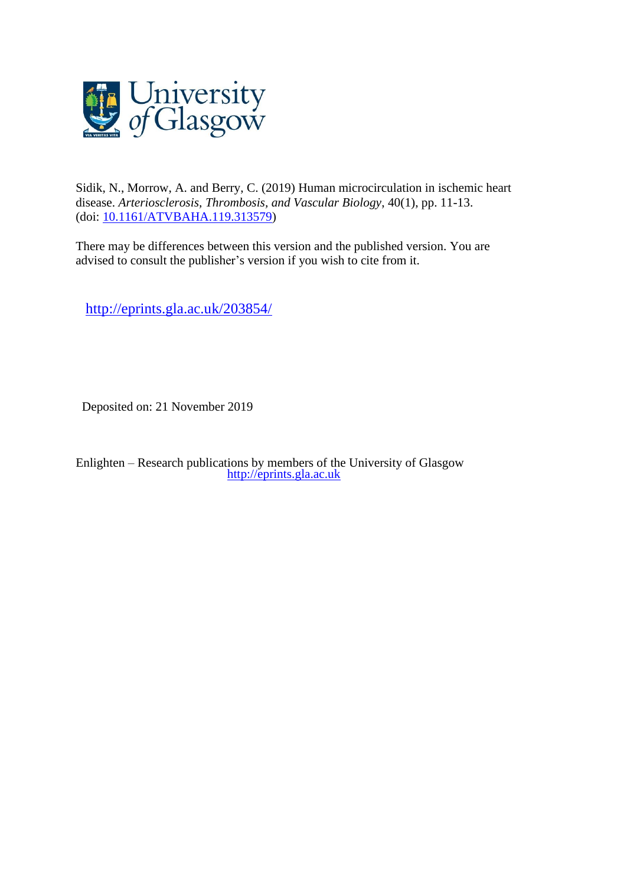Sidik, N., Morrow, A. and Berry, C. (2019) Human microcirculation in ischemic heart disease. *Arteriosclerosis, Thrombosis, and Vascular Biology*, 40(1), pp. 11-13. (doi: 10.1161/ATVBAHA.119.313579)

There may be differences between this version and the published version. You are advised to consult the publisher's version if you wish to cite from it.

http://eprints.gla.ac.uk/203854/

Deposited on: 21 November 2019

Enlighten – Research publications by members of the University of Glasgow
http://eprints.gla.ac.uk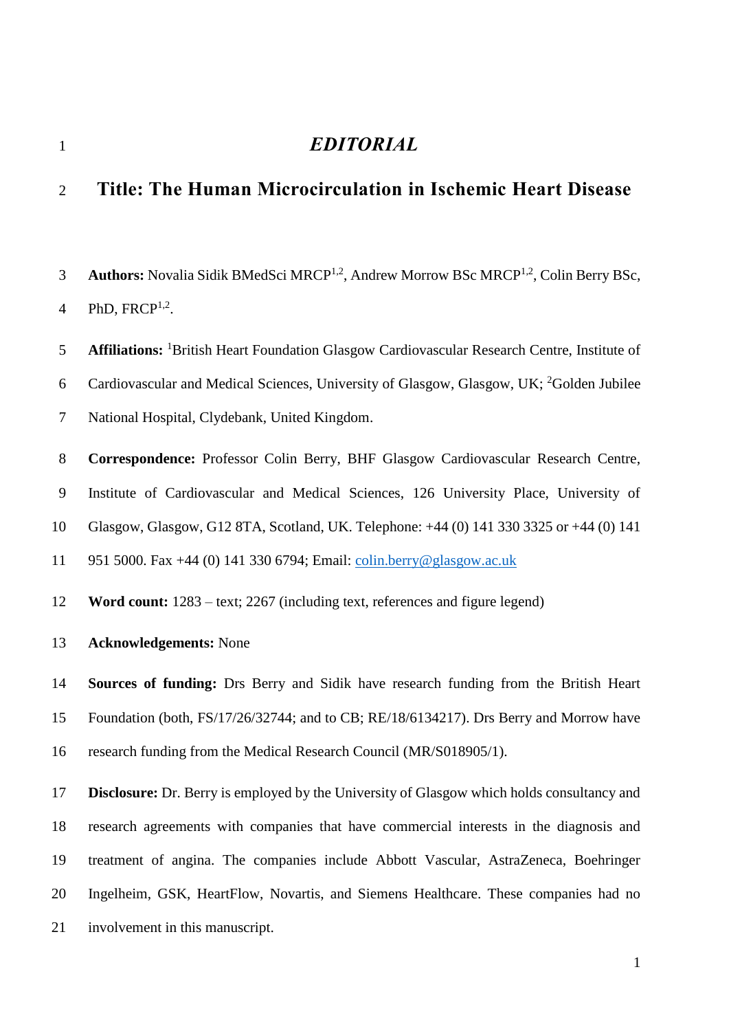# *EDITORIAL*

## Title: The Human Microcirculation in Ischemic Heart Disease

**Authors:** Novalia Sidik BMedSci MRCP[1,2], Andrew Morrow BSc MRCP[1,2], Colin Berry BSc, PhD, FRCP[1,2].

**Affiliations:** [1]British Heart Foundation Glasgow Cardiovascular Research Centre, Institute of Cardiovascular and Medical Sciences, University of Glasgow, Glasgow, UK; [2]Golden Jubilee National Hospital, Clydebank, United Kingdom.

**Correspondence:** Professor Colin Berry, BHF Glasgow Cardiovascular Research Centre, Institute of Cardiovascular and Medical Sciences, 126 University Place, University of Glasgow, Glasgow, G12 8TA, Scotland, UK. Telephone: +44 (0) 141 330 3325 or +44 (0) 141 951 5000. Fax +44 (0) 141 330 6794; Email: colin.berry@glasgow.ac.uk

**Word count:** 1283 – text; 2267 (including text, references and figure legend)

**Acknowledgements:** None

**Sources of funding:** Drs Berry and Sidik have research funding from the British Heart Foundation (both, FS/17/26/32744; and to CB; RE/18/6134217). Drs Berry and Morrow have research funding from the Medical Research Council (MR/S018905/1).

**Disclosure:** Dr. Berry is employed by the University of Glasgow which holds consultancy and research agreements with companies that have commercial interests in the diagnosis and treatment of angina. The companies include Abbott Vascular, AstraZeneca, Boehringer Ingelheim, GSK, HeartFlow, Novartis, and Siemens Healthcare. These companies had no involvement in this manuscript.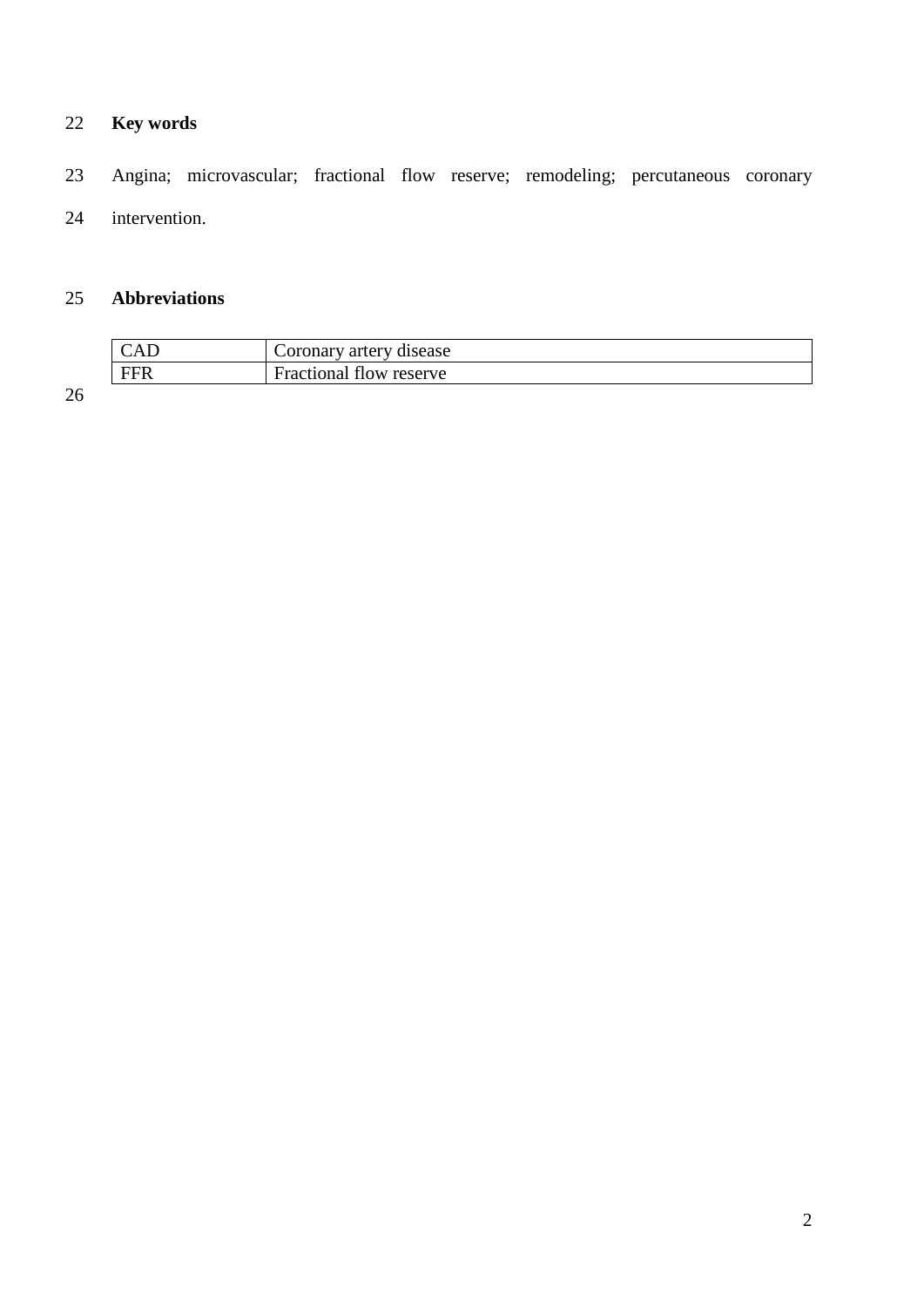## Key words

Angina; microvascular; fractional flow reserve; remodeling; percutaneous coronary intervention.

## Abbreviations

| | |
|---|---|
| CAD | Coronary artery disease |
| FFR | Fractional flow reserve |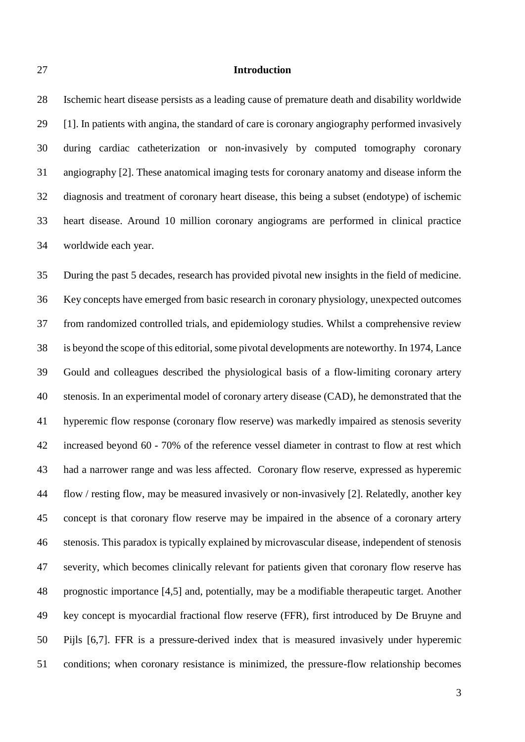## Introduction

Ischemic heart disease persists as a leading cause of premature death and disability worldwide [1]. In patients with angina, the standard of care is coronary angiography performed invasively during cardiac catheterization or non-invasively by computed tomography coronary angiography [2]. These anatomical imaging tests for coronary anatomy and disease inform the diagnosis and treatment of coronary heart disease, this being a subset (endotype) of ischemic heart disease. Around 10 million coronary angiograms are performed in clinical practice worldwide each year.

During the past 5 decades, research has provided pivotal new insights in the field of medicine. Key concepts have emerged from basic research in coronary physiology, unexpected outcomes from randomized controlled trials, and epidemiology studies. Whilst a comprehensive review is beyond the scope of this editorial, some pivotal developments are noteworthy. In 1974, Lance Gould and colleagues described the physiological basis of a flow-limiting coronary artery stenosis. In an experimental model of coronary artery disease (CAD), he demonstrated that the hyperemic flow response (coronary flow reserve) was markedly impaired as stenosis severity increased beyond 60 - 70% of the reference vessel diameter in contrast to flow at rest which had a narrower range and was less affected. Coronary flow reserve, expressed as hyperemic flow / resting flow, may be measured invasively or non-invasively [2]. Relatedly, another key concept is that coronary flow reserve may be impaired in the absence of a coronary artery stenosis. This paradox is typically explained by microvascular disease, independent of stenosis severity, which becomes clinically relevant for patients given that coronary flow reserve has prognostic importance [4,5] and, potentially, may be a modifiable therapeutic target. Another key concept is myocardial fractional flow reserve (FFR), first introduced by De Bruyne and Pijls [6,7]. FFR is a pressure-derived index that is measured invasively under hyperemic conditions; when coronary resistance is minimized, the pressure-flow relationship becomes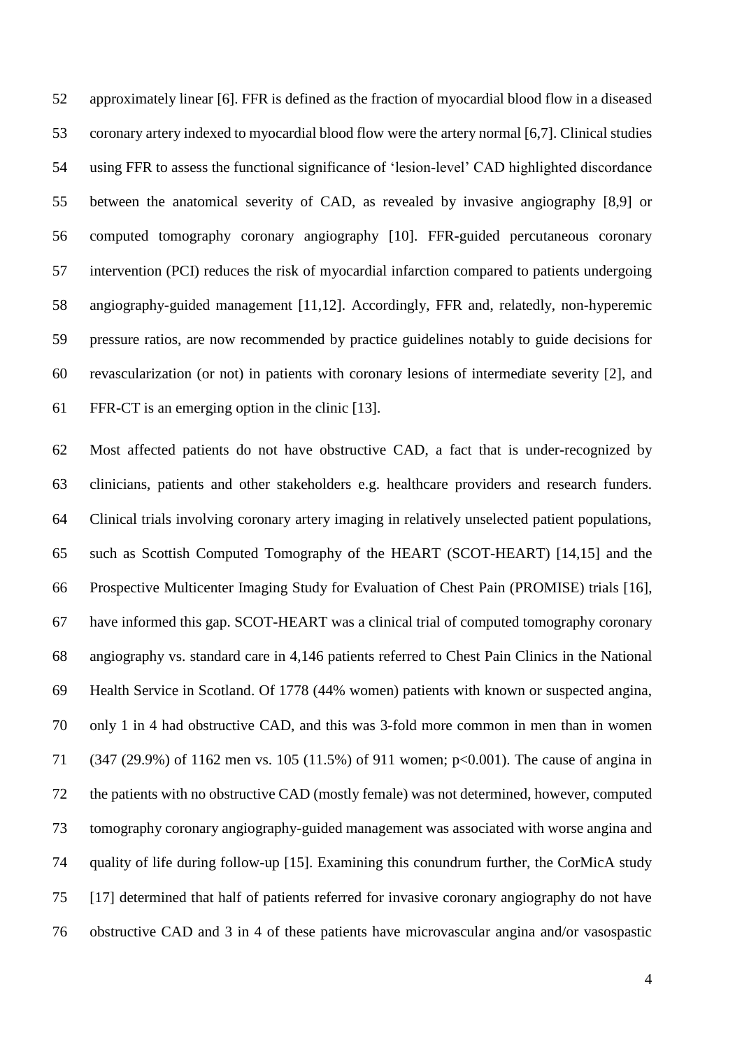approximately linear [6]. FFR is defined as the fraction of myocardial blood flow in a diseased coronary artery indexed to myocardial blood flow were the artery normal [6,7]. Clinical studies using FFR to assess the functional significance of 'lesion-level' CAD highlighted discordance between the anatomical severity of CAD, as revealed by invasive angiography [8,9] or computed tomography coronary angiography [10]. FFR-guided percutaneous coronary intervention (PCI) reduces the risk of myocardial infarction compared to patients undergoing angiography-guided management [11,12]. Accordingly, FFR and, relatedly, non-hyperemic pressure ratios, are now recommended by practice guidelines notably to guide decisions for revascularization (or not) in patients with coronary lesions of intermediate severity [2], and FFR-CT is an emerging option in the clinic [13].

Most affected patients do not have obstructive CAD, a fact that is under-recognized by clinicians, patients and other stakeholders e.g. healthcare providers and research funders. Clinical trials involving coronary artery imaging in relatively unselected patient populations, such as Scottish Computed Tomography of the HEART (SCOT-HEART) [14,15] and the Prospective Multicenter Imaging Study for Evaluation of Chest Pain (PROMISE) trials [16], have informed this gap. SCOT-HEART was a clinical trial of computed tomography coronary angiography vs. standard care in 4,146 patients referred to Chest Pain Clinics in the National Health Service in Scotland. Of 1778 (44% women) patients with known or suspected angina, only 1 in 4 had obstructive CAD, and this was 3-fold more common in men than in women (347 (29.9%) of 1162 men vs. 105 (11.5%) of 911 women; $p<0.001$). The cause of angina in the patients with no obstructive CAD (mostly female) was not determined, however, computed tomography coronary angiography-guided management was associated with worse angina and quality of life during follow-up [15]. Examining this conundrum further, the CorMicA study [17] determined that half of patients referred for invasive coronary angiography do not have obstructive CAD and 3 in 4 of these patients have microvascular angina and/or vasospastic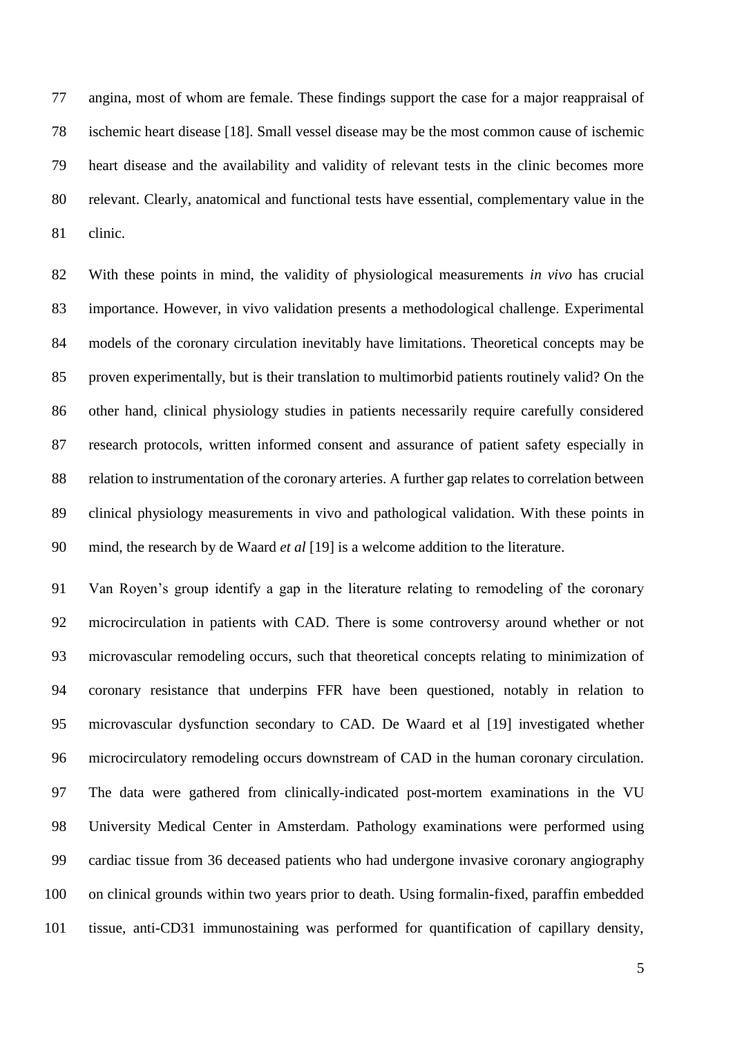angina, most of whom are female. These findings support the case for a major reappraisal of ischemic heart disease [18]. Small vessel disease may be the most common cause of ischemic heart disease and the availability and validity of relevant tests in the clinic becomes more relevant. Clearly, anatomical and functional tests have essential, complementary value in the clinic.

With these points in mind, the validity of physiological measurements *in vivo* has crucial importance. However, in vivo validation presents a methodological challenge. Experimental models of the coronary circulation inevitably have limitations. Theoretical concepts may be proven experimentally, but is their translation to multimorbid patients routinely valid? On the other hand, clinical physiology studies in patients necessarily require carefully considered research protocols, written informed consent and assurance of patient safety especially in relation to instrumentation of the coronary arteries. A further gap relates to correlation between clinical physiology measurements in vivo and pathological validation. With these points in mind, the research by de Waard *et al* [19] is a welcome addition to the literature.

Van Royen's group identify a gap in the literature relating to remodeling of the coronary microcirculation in patients with CAD. There is some controversy around whether or not microvascular remodeling occurs, such that theoretical concepts relating to minimization of coronary resistance that underpins FFR have been questioned, notably in relation to microvascular dysfunction secondary to CAD. De Waard et al [19] investigated whether microcirculatory remodeling occurs downstream of CAD in the human coronary circulation. The data were gathered from clinically-indicated post-mortem examinations in the VU University Medical Center in Amsterdam. Pathology examinations were performed using cardiac tissue from 36 deceased patients who had undergone invasive coronary angiography on clinical grounds within two years prior to death. Using formalin-fixed, paraffin embedded tissue, anti-CD31 immunostaining was performed for quantification of capillary density,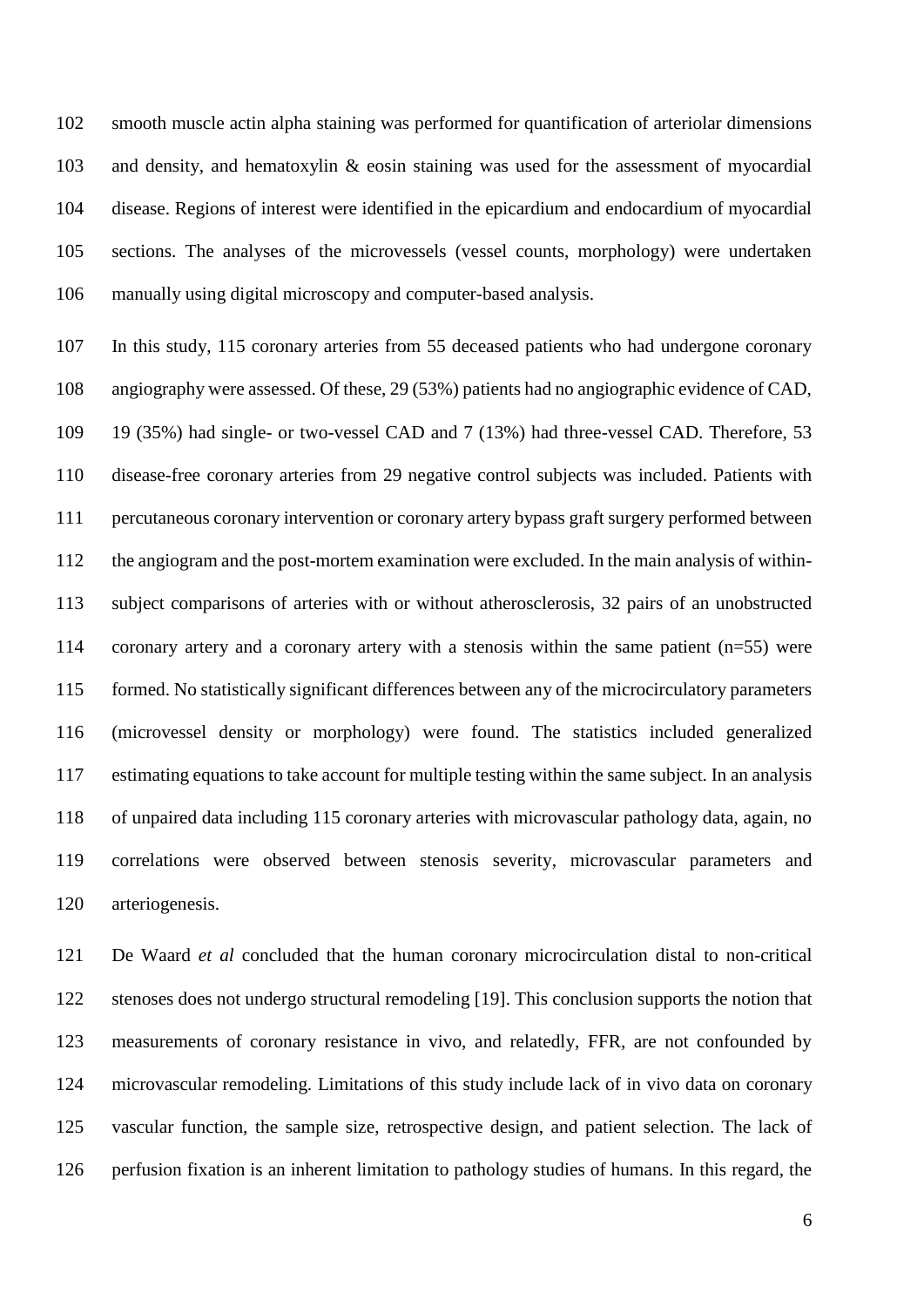smooth muscle actin alpha staining was performed for quantification of arteriolar dimensions and density, and hematoxylin & eosin staining was used for the assessment of myocardial disease. Regions of interest were identified in the epicardium and endocardium of myocardial sections. The analyses of the microvessels (vessel counts, morphology) were undertaken manually using digital microscopy and computer-based analysis.

In this study, 115 coronary arteries from 55 deceased patients who had undergone coronary angiography were assessed. Of these, 29 (53%) patients had no angiographic evidence of CAD, 19 (35%) had single- or two-vessel CAD and 7 (13%) had three-vessel CAD. Therefore, 53 disease-free coronary arteries from 29 negative control subjects was included. Patients with percutaneous coronary intervention or coronary artery bypass graft surgery performed between the angiogram and the post-mortem examination were excluded. In the main analysis of within-subject comparisons of arteries with or without atherosclerosis, 32 pairs of an unobstructed coronary artery and a coronary artery with a stenosis within the same patient (n=55) were formed. No statistically significant differences between any of the microcirculatory parameters (microvessel density or morphology) were found. The statistics included generalized estimating equations to take account for multiple testing within the same subject. In an analysis of unpaired data including 115 coronary arteries with microvascular pathology data, again, no correlations were observed between stenosis severity, microvascular parameters and arteriogenesis.

De Waard *et al* concluded that the human coronary microcirculation distal to non-critical stenoses does not undergo structural remodeling [19]. This conclusion supports the notion that measurements of coronary resistance in vivo, and relatedly, FFR, are not confounded by microvascular remodeling. Limitations of this study include lack of in vivo data on coronary vascular function, the sample size, retrospective design, and patient selection. The lack of perfusion fixation is an inherent limitation to pathology studies of humans. In this regard, the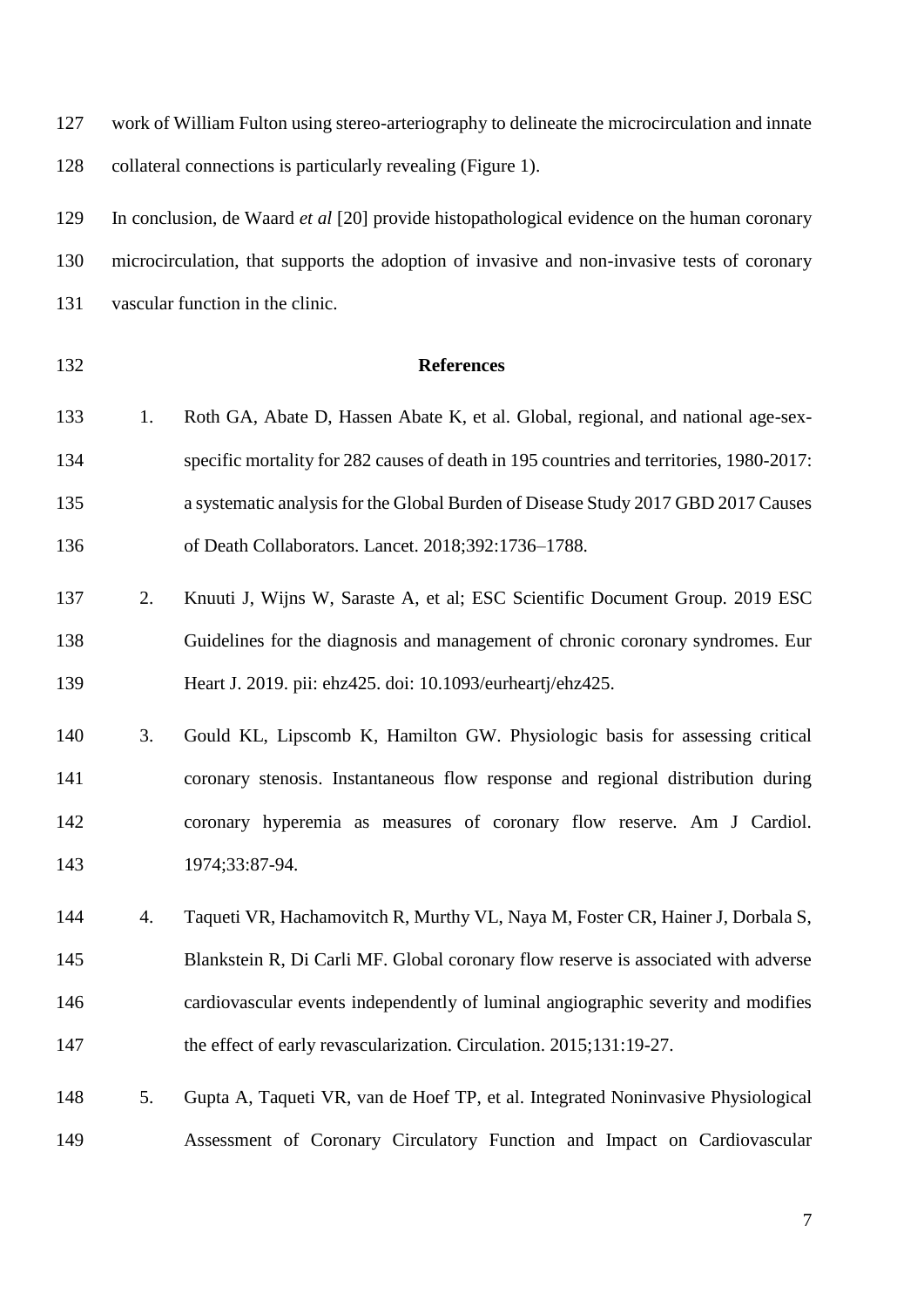work of William Fulton using stereo-arteriography to delineate the microcirculation and innate collateral connections is particularly revealing (Figure 1).

In conclusion, de Waard *et al* [20] provide histopathological evidence on the human coronary microcirculation, that supports the adoption of invasive and non-invasive tests of coronary vascular function in the clinic.

## References

1. Roth GA, Abate D, Hassen Abate K, et al. Global, regional, and national age-sex-specific mortality for 282 causes of death in 195 countries and territories, 1980-2017: a systematic analysis for the Global Burden of Disease Study 2017 GBD 2017 Causes of Death Collaborators. Lancet. 2018;392:1736–1788.

2. Knuuti J, Wijns W, Saraste A, et al; ESC Scientific Document Group. 2019 ESC Guidelines for the diagnosis and management of chronic coronary syndromes. Eur Heart J. 2019. pii: ehz425. doi: 10.1093/eurheartj/ehz425.

3. Gould KL, Lipscomb K, Hamilton GW. Physiologic basis for assessing critical coronary stenosis. Instantaneous flow response and regional distribution during coronary hyperemia as measures of coronary flow reserve. Am J Cardiol. 1974;33:87-94.

4. Taqueti VR, Hachamovitch R, Murthy VL, Naya M, Foster CR, Hainer J, Dorbala S, Blankstein R, Di Carli MF. Global coronary flow reserve is associated with adverse cardiovascular events independently of luminal angiographic severity and modifies the effect of early revascularization. Circulation. 2015;131:19-27.

5. Gupta A, Taqueti VR, van de Hoef TP, et al. Integrated Noninvasive Physiological Assessment of Coronary Circulatory Function and Impact on Cardiovascular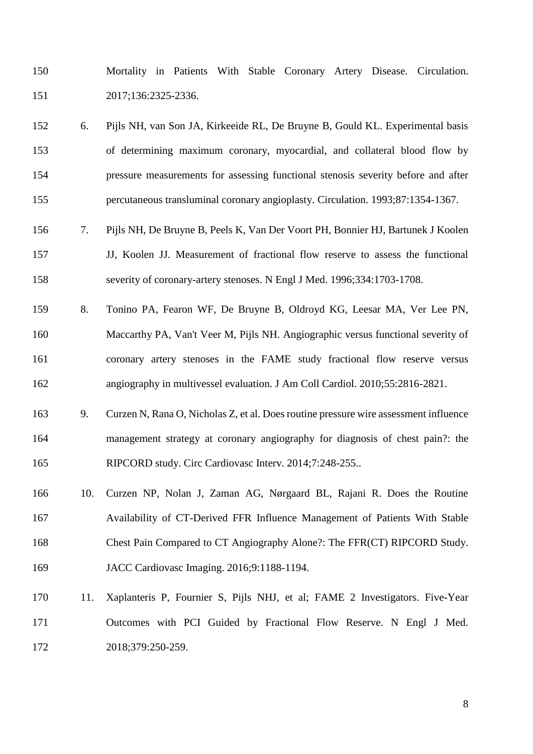Mortality in Patients With Stable Coronary Artery Disease. Circulation. 2017;136:2325-2336.

6. Pijls NH, van Son JA, Kirkeeide RL, De Bruyne B, Gould KL. Experimental basis of determining maximum coronary, myocardial, and collateral blood flow by pressure measurements for assessing functional stenosis severity before and after percutaneous transluminal coronary angioplasty. Circulation. 1993;87:1354-1367.
7. Pijls NH, De Bruyne B, Peels K, Van Der Voort PH, Bonnier HJ, Bartunek J Koolen JJ, Koolen JJ. Measurement of fractional flow reserve to assess the functional severity of coronary-artery stenoses. N Engl J Med. 1996;334:1703-1708.
8. Tonino PA, Fearon WF, De Bruyne B, Oldroyd KG, Leesar MA, Ver Lee PN, Maccarthy PA, Van't Veer M, Pijls NH. Angiographic versus functional severity of coronary artery stenoses in the FAME study fractional flow reserve versus angiography in multivessel evaluation. J Am Coll Cardiol. 2010;55:2816-2821.
9. Curzen N, Rana O, Nicholas Z, et al. Does routine pressure wire assessment influence management strategy at coronary angiography for diagnosis of chest pain?: the RIPCORD study. Circ Cardiovasc Interv. 2014;7:248-255..
10. Curzen NP, Nolan J, Zaman AG, Nørgaard BL, Rajani R. Does the Routine Availability of CT-Derived FFR Influence Management of Patients With Stable Chest Pain Compared to CT Angiography Alone?: The FFR(CT) RIPCORD Study. JACC Cardiovasc Imaging. 2016;9:1188-1194.
11. Xaplanteris P, Fournier S, Pijls NHJ, et al; FAME 2 Investigators. Five-Year Outcomes with PCI Guided by Fractional Flow Reserve. N Engl J Med. 2018;379:250-259.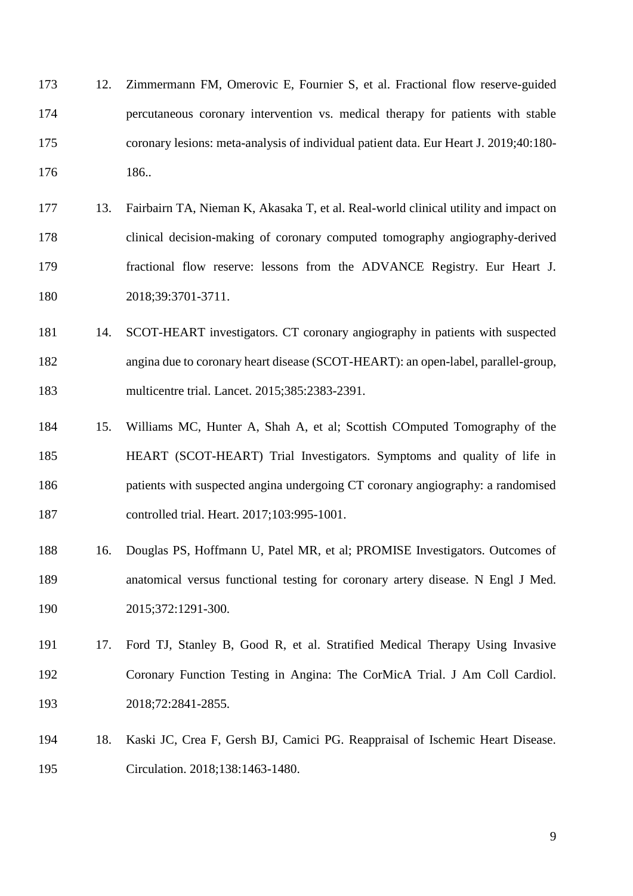12. Zimmermann FM, Omerovic E, Fournier S, et al. Fractional flow reserve-guided percutaneous coronary intervention vs. medical therapy for patients with stable coronary lesions: meta-analysis of individual patient data. Eur Heart J. 2019;40:180-186..

13. Fairbairn TA, Nieman K, Akasaka T, et al. Real-world clinical utility and impact on clinical decision-making of coronary computed tomography angiography-derived fractional flow reserve: lessons from the ADVANCE Registry. Eur Heart J. 2018;39:3701-3711.

14. SCOT-HEART investigators. CT coronary angiography in patients with suspected angina due to coronary heart disease (SCOT-HEART): an open-label, parallel-group, multicentre trial. Lancet. 2015;385:2383-2391.

15. Williams MC, Hunter A, Shah A, et al; Scottish COmputed Tomography of the HEART (SCOT-HEART) Trial Investigators. Symptoms and quality of life in patients with suspected angina undergoing CT coronary angiography: a randomised controlled trial. Heart. 2017;103:995-1001.

16. Douglas PS, Hoffmann U, Patel MR, et al; PROMISE Investigators. Outcomes of anatomical versus functional testing for coronary artery disease. N Engl J Med. 2015;372:1291-300.

17. Ford TJ, Stanley B, Good R, et al. Stratified Medical Therapy Using Invasive Coronary Function Testing in Angina: The CorMicA Trial. J Am Coll Cardiol. 2018;72:2841-2855.

18. Kaski JC, Crea F, Gersh BJ, Camici PG. Reappraisal of Ischemic Heart Disease. Circulation. 2018;138:1463-1480.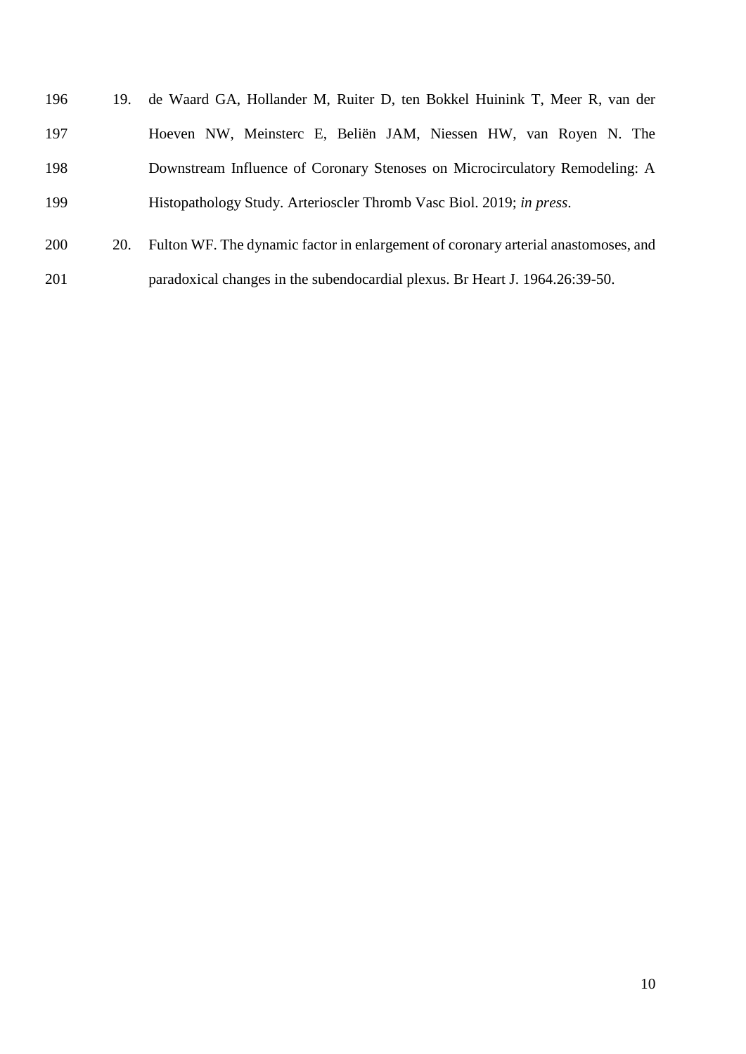19. de Waard GA, Hollander M, Ruiter D, ten Bokkel Huinink T, Meer R, van der Hoeven NW, Meinsterc E, Beliën JAM, Niessen HW, van Royen N. The Downstream Influence of Coronary Stenoses on Microcirculatory Remodeling: A Histopathology Study. Arterioscler Thromb Vasc Biol. 2019; *in press*.

20. Fulton WF. The dynamic factor in enlargement of coronary arterial anastomoses, and paradoxical changes in the subendocardial plexus. Br Heart J. 1964.26:39-50.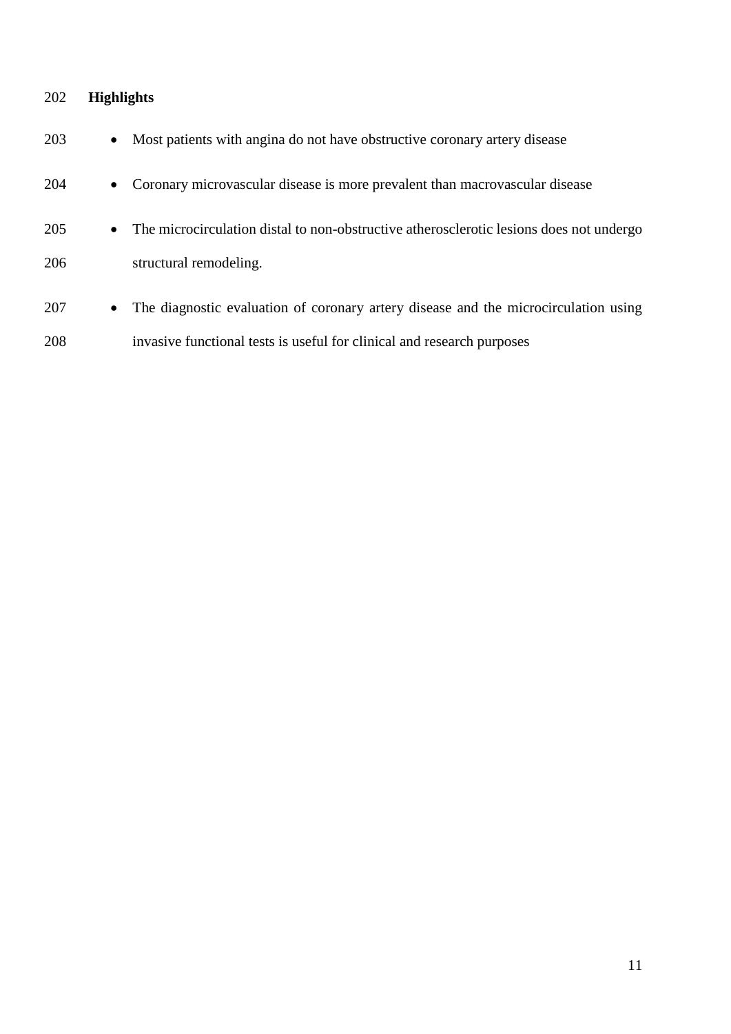## Highlights

- Most patients with angina do not have obstructive coronary artery disease
- Coronary microvascular disease is more prevalent than macrovascular disease
- The microcirculation distal to non-obstructive atherosclerotic lesions does not undergo structural remodeling.
- The diagnostic evaluation of coronary artery disease and the microcirculation using invasive functional tests is useful for clinical and research purposes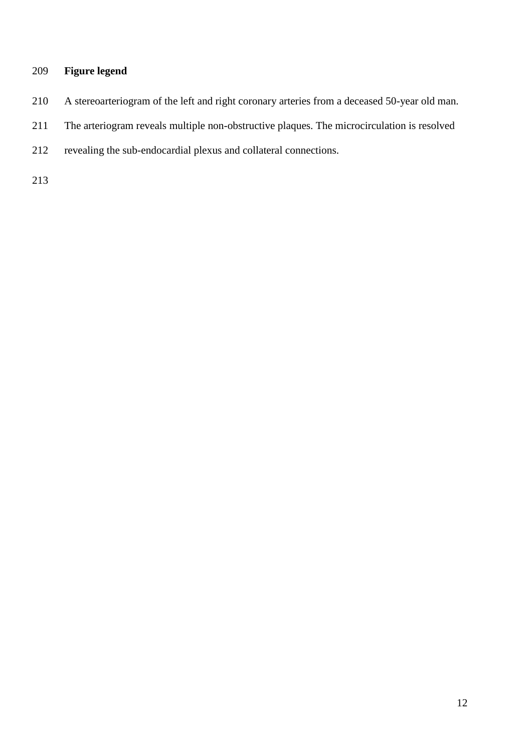**Figure legend**

A stereoarteriogram of the left and right coronary arteries from a deceased 50-year old man. The arteriogram reveals multiple non-obstructive plaques. The microcirculation is resolved revealing the sub-endocardial plexus and collateral connections.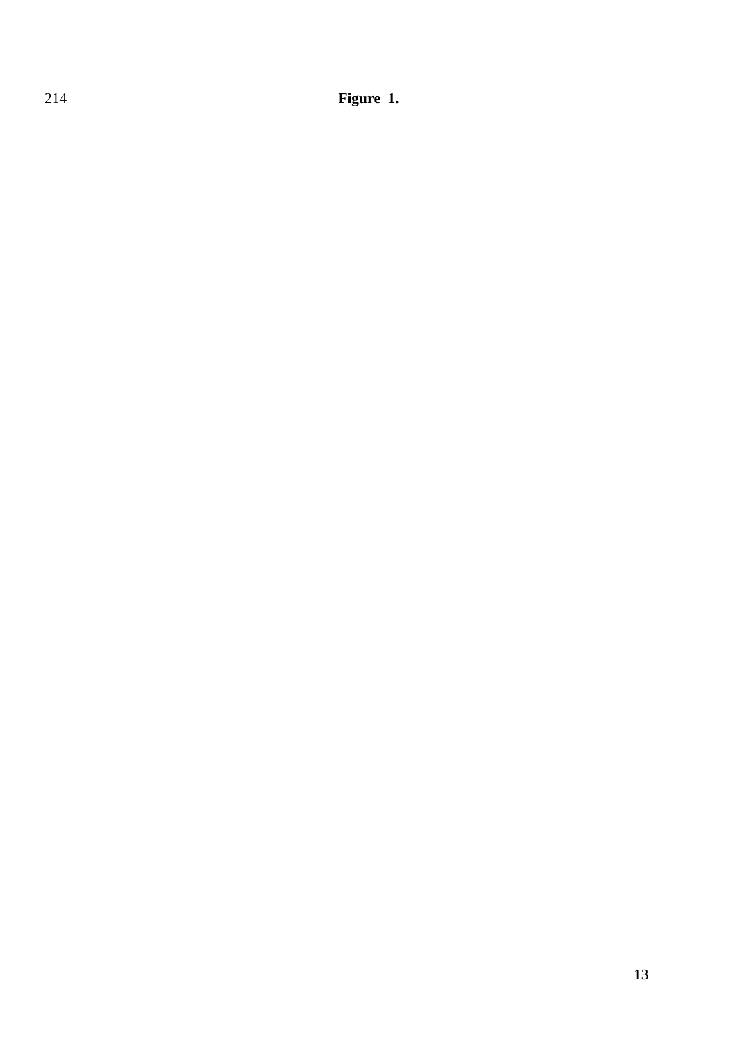**Figure 1.**